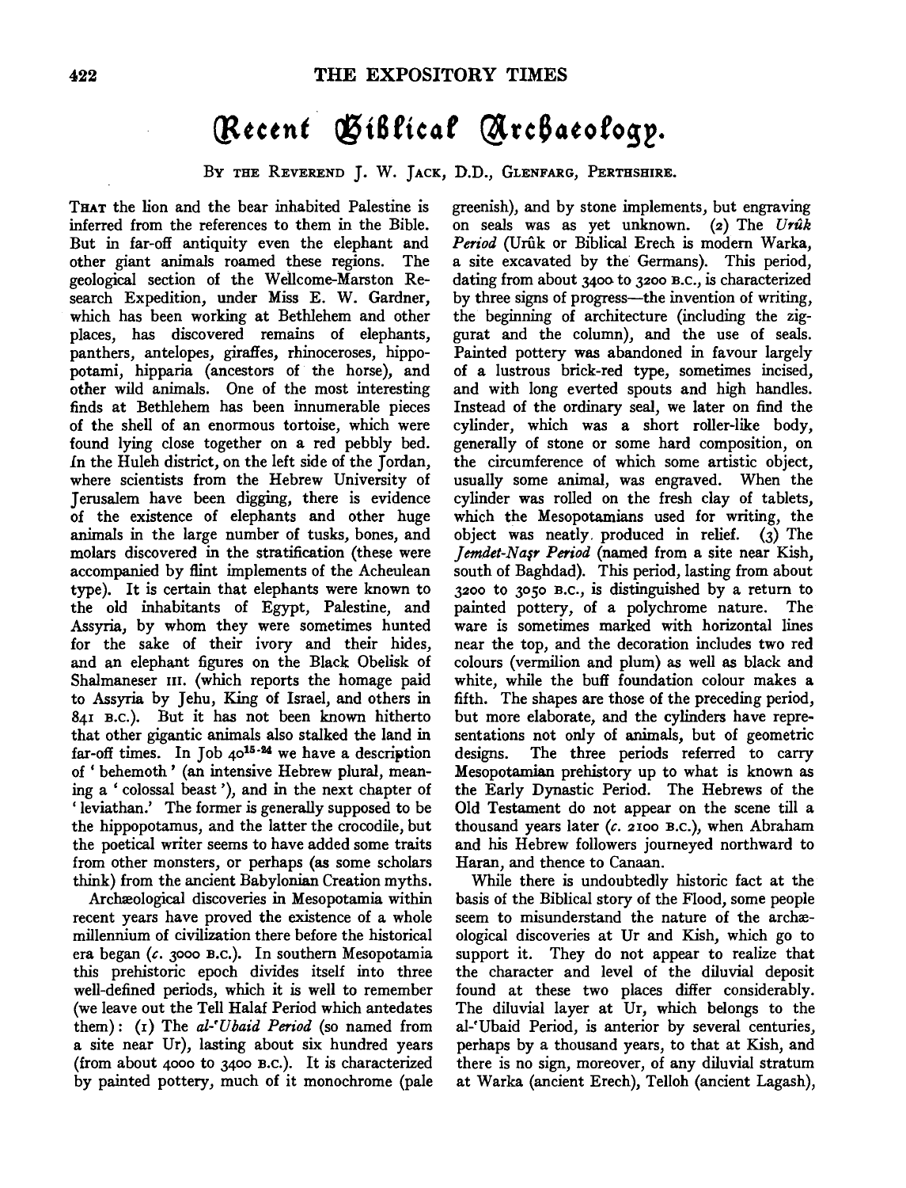# Recent Biblical Archaeology.

By the Reverend J. W. Jack, D.D., Glenfarg, Perthshire.

That the lion and the bear inhabited Palestine is inferred from the references to them in the Bible. But in far-off antiquity even the elephant and other giant animals roamed these regions. The geological section of the Wellcome-Marston Research Expedition, under Miss E. W. Gardner, which has been working at Bethlehem and other places, has discovered remains of elephants, panthers, antelopes, giraffes, rhinoceroses, hippopotami, hipparia (ancestors of the horse), and other wild animals. One of the most interesting finds at Bethlehem has been innumerable pieces of the shell of an enormous tortoise, which were found lying close together on a red pebbly bed. In the Huleh district, on the left side of the Jordan, where scientists from the Hebrew University of Jerusalem have been digging, there is evidence of the existence of elephants and other huge animals in the large number of tusks, bones, and molars discovered in the stratification (these were accompanied by flint implements of the Acheulean type). It is certain that elephants were known to the old inhabitants of Egypt, Palestine, and Assyria, by whom they were sometimes hunted for the sake of their ivory and their hides, and an elephant figures on the Black Obelisk of Shalmaneser III. (which reports the homage paid to Assyria by Jehu, King of Israel, and others in 841 B.C.). But it has not been known hitherto that other gigantic animals also stalked the land in far-off times. In Job 40[15-24] we have a description of 'behemoth' (an intensive Hebrew plural, meaning a 'colossal beast'), and in the next chapter of 'leviathan.' The former is generally supposed to be the hippopotamus, and the latter the crocodile, but the poetical writer seems to have added some traits from other monsters, or perhaps (as some scholars think) from the ancient Babylonian Creation myths.

Archæological discoveries in Mesopotamia within recent years have proved the existence of a whole millennium of civilization there before the historical era began (*c.* 3000 B.C.). In southern Mesopotamia this prehistoric epoch divides itself into three well-defined periods, which it is well to remember (we leave out the Tell Halaf Period which antedates them): (1) The *al-'Ubaid Period* (so named from a site near Ur), lasting about six hundred years (from about 4000 to 3400 B.C.). It is characterized by painted pottery, much of it monochrome (pale greenish), and by stone implements, but engraving on seals was as yet unknown. (2) The *Urûk Period* (Urûk or Biblical Erech is modern Warka, a site excavated by the Germans). This period, dating from about 3400 to 3200 B.C., is characterized by three signs of progress—the invention of writing, the beginning of architecture (including the ziggurat and the column), and the use of seals. Painted pottery was abandoned in favour largely of a lustrous brick-red type, sometimes incised, and with long everted spouts and high handles. Instead of the ordinary seal, we later on find the cylinder, which was a short roller-like body, generally of stone or some hard composition, on the circumference of which some artistic object, usually some animal, was engraved. When the cylinder was rolled on the fresh clay of tablets, which the Mesopotamians used for writing, the object was neatly produced in relief. (3) The *Jemdet-Naṣr Period* (named from a site near Kish, south of Baghdad). This period, lasting from about 3200 to 3050 B.C., is distinguished by a return to painted pottery, of a polychrome nature. The ware is sometimes marked with horizontal lines near the top, and the decoration includes two red colours (vermilion and plum) as well as black and white, while the buff foundation colour makes a fifth. The shapes are those of the preceding period, but more elaborate, and the cylinders have representations not only of animals, but of geometric designs. The three periods referred to carry Mesopotamian prehistory up to what is known as the Early Dynastic Period. The Hebrews of the Old Testament do not appear on the scene till a thousand years later (*c.* 2100 B.C.), when Abraham and his Hebrew followers journeyed northward to Haran, and thence to Canaan.

While there is undoubtedly historic fact at the basis of the Biblical story of the Flood, some people seem to misunderstand the nature of the archæological discoveries at Ur and Kish, which go to support it. They do not appear to realize that the character and level of the diluvial deposit found at these two places differ considerably. The diluvial layer at Ur, which belongs to the al-'Ubaid Period, is anterior by several centuries, perhaps by a thousand years, to that at Kish, and there is no sign, moreover, of any diluvial stratum at Warka (ancient Erech), Telloh (ancient Lagash),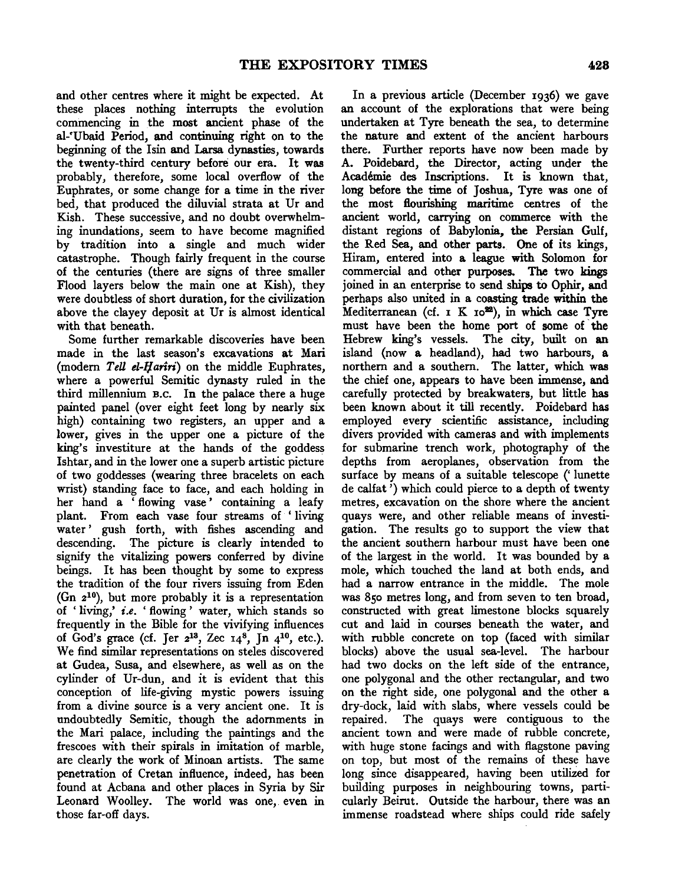and other centres where it might be expected. At these places nothing interrupts the evolution commencing in the most ancient phase of the al-'Ubaid Period, and continuing right on to the beginning of the Isin and Larsa dynasties, towards the twenty-third century before our era. It was probably, therefore, some local overflow of the Euphrates, or some change for a time in the river bed, that produced the diluvial strata at Ur and Kish. These successive, and no doubt overwhelming inundations, seem to have become magnified by tradition into a single and much wider catastrophe. Though fairly frequent in the course of the centuries (there are signs of three smaller Flood layers below the main one at Kish), they were doubtless of short duration, for the civilization above the clayey deposit at Ur is almost identical with that beneath.

Some further remarkable discoveries have been made in the last season's excavations at Mari (modern *Tell el-Ḥariri*) on the middle Euphrates, where a powerful Semitic dynasty ruled in the third millennium B.C. In the palace there a huge painted panel (over eight feet long by nearly six high) containing two registers, an upper and a lower, gives in the upper one a picture of the king's investiture at the hands of the goddess Ishtar, and in the lower one a superb artistic picture of two goddesses (wearing three bracelets on each wrist) standing face to face, and each holding in her hand a 'flowing vase' containing a leafy plant. From each vase four streams of 'living water' gush forth, with fishes ascending and descending. The picture is clearly intended to signify the vitalizing powers conferred by divine beings. It has been thought by some to express the tradition of the four rivers issuing from Eden (Gn 2[10]), but more probably it is a representation of 'living,' *i.e.* 'flowing' water, which stands so frequently in the Bible for the vivifying influences of God's grace (cf. Jer 2[13], Zec 14[8], Jn 4[10], etc.). We find similar representations on steles discovered at Gudea, Susa, and elsewhere, as well as on the cylinder of Ur-dun, and it is evident that this conception of life-giving mystic powers issuing from a divine source is a very ancient one. It is undoubtedly Semitic, though the adornments in the Mari palace, including the paintings and the frescoes with their spirals in imitation of marble, are clearly the work of Minoan artists. The same penetration of Cretan influence, indeed, has been found at Acbana and other places in Syria by Sir Leonard Woolley. The world was one, even in those far-off days.

In a previous article (December 1936) we gave an account of the explorations that were being undertaken at Tyre beneath the sea, to determine the nature and extent of the ancient harbours there. Further reports have now been made by A. Poidebard, the Director, acting under the Académie des Inscriptions. It is known that, long before the time of Joshua, Tyre was one of the most flourishing maritime centres of the ancient world, carrying on commerce with the distant regions of Babylonia, the Persian Gulf, the Red Sea, and other parts. One of its kings, Hiram, entered into a league with Solomon for commercial and other purposes. The two kings joined in an enterprise to send ships to Ophir, and perhaps also united in a coasting trade within the Mediterranean (cf. 1 K 10[22]), in which case Tyre must have been the home port of some of the Hebrew king's vessels. The city, built on an island (now a headland), had two harbours, a northern and a southern. The latter, which was the chief one, appears to have been immense, and carefully protected by breakwaters, but little has been known about it till recently. Poidebard has employed every scientific assistance, including divers provided with cameras and with implements for submarine trench work, photography of the depths from aeroplanes, observation from the surface by means of a suitable telescope ('lunette de calfat') which could pierce to a depth of twenty metres, excavation on the shore where the ancient quays were, and other reliable means of investigation. The results go to support the view that the ancient southern harbour must have been one of the largest in the world. It was bounded by a mole, which touched the land at both ends, and had a narrow entrance in the middle. The mole was 850 metres long, and from seven to ten broad, constructed with great limestone blocks squarely cut and laid in courses beneath the water, and with rubble concrete on top (faced with similar blocks) above the usual sea-level. The harbour had two docks on the left side of the entrance, one polygonal and the other rectangular, and two on the right side, one polygonal and the other a dry-dock, laid with slabs, where vessels could be repaired. The quays were contiguous to the ancient town and were made of rubble concrete, with huge stone facings and with flagstone paving on top, but most of the remains of these have long since disappeared, having been utilized for building purposes in neighbouring towns, particularly Beirut. Outside the harbour, there was an immense roadstead where ships could ride safely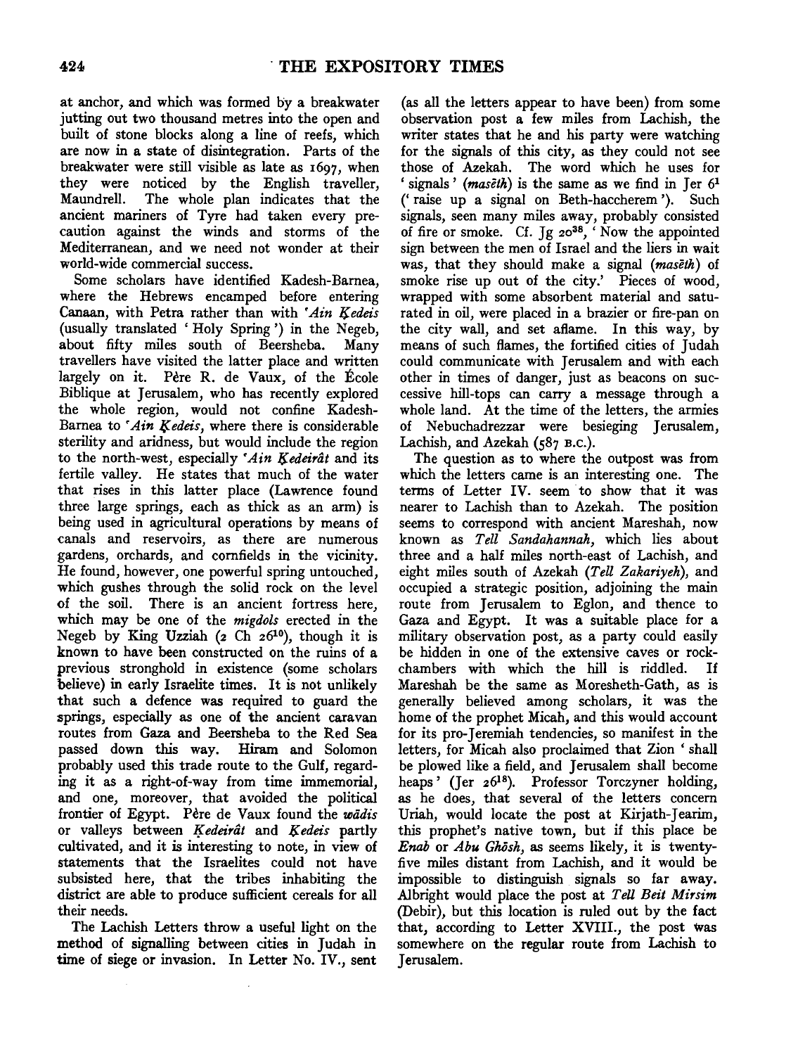at anchor, and which was formed by a breakwater jutting out two thousand metres into the open and built of stone blocks along a line of reefs, which are now in a state of disintegration. Parts of the breakwater were still visible as late as 1697, when they were noticed by the English traveller, Maundrell. The whole plan indicates that the ancient mariners of Tyre had taken every precaution against the winds and storms of the Mediterranean, and we need not wonder at their world-wide commercial success.

Some scholars have identified Kadesh-Barnea, where the Hebrews encamped before entering Canaan, with Petra rather than with *'Ain Ḳedeis* (usually translated 'Holy Spring') in the Negeb, about fifty miles south of Beersheba. Many travellers have visited the latter place and written largely on it. Père R. de Vaux, of the École Biblique at Jerusalem, who has recently explored the whole region, would not confine Kadesh-Barnea to *'Ain Ḳedeis*, where there is considerable sterility and aridness, but would include the region to the north-west, especially *'Ain Ḳedeirât* and its fertile valley. He states that much of the water that rises in this latter place (Lawrence found three large springs, each as thick as an arm) is being used in agricultural operations by means of canals and reservoirs, as there are numerous gardens, orchards, and cornfields in the vicinity. He found, however, one powerful spring untouched, which gushes through the solid rock on the level of the soil. There is an ancient fortress here, which may be one of the *migdols* erected in the Negeb by King Uzziah (2 Ch 26[10]), though it is known to have been constructed on the ruins of a previous stronghold in existence (some scholars believe) in early Israelite times. It is not unlikely that such a defence was required to guard the springs, especially as one of the ancient caravan routes from Gaza and Beersheba to the Red Sea passed down this way. Hiram and Solomon probably used this trade route to the Gulf, regarding it as a right-of-way from time immemorial, and one, moreover, that avoided the political frontier of Egypt. Père de Vaux found the *wâdis* or valleys between *Ḳedeirât* and *Ḳedeis* partly cultivated, and it is interesting to note, in view of statements that the Israelites could not have subsisted here, that the tribes inhabiting the district are able to produce sufficient cereals for all their needs.

The Lachish Letters throw a useful light on the method of signalling between cities in Judah in time of siege or invasion. In Letter No. IV., sent (as all the letters appear to have been) from some observation post a few miles from Lachish, the writer states that he and his party were watching for the signals of this city, as they could not see those of Azekah. The word which he uses for 'signals' (*masēth*) is the same as we find in Jer 6[1] ('raise up a signal on Beth-haccherem'). Such signals, seen many miles away, probably consisted of fire or smoke. Cf. Jg 20[38], 'Now the appointed sign between the men of Israel and the liers in wait was, that they should make a signal (*masēth*) of smoke rise up out of the city.' Pieces of wood, wrapped with some absorbent material and saturated in oil, were placed in a brazier or fire-pan on the city wall, and set aflame. In this way, by means of such flames, the fortified cities of Judah could communicate with Jerusalem and with each other in times of danger, just as beacons on successive hill-tops can carry a message through a whole land. At the time of the letters, the armies of Nebuchadrezzar were besieging Jerusalem, Lachish, and Azekah (587 B.C.).

The question as to where the outpost was from which the letters came is an interesting one. The terms of Letter IV. seem to show that it was nearer to Lachish than to Azekah. The position seems to correspond with ancient Mareshah, now known as *Tell Sandahannah*, which lies about three and a half miles north-east of Lachish, and eight miles south of Azekah (*Tell Zakariyeh*), and occupied a strategic position, adjoining the main route from Jerusalem to Eglon, and thence to Gaza and Egypt. It was a suitable place for a military observation post, as a party could easily be hidden in one of the extensive caves or rock-chambers with which the hill is riddled. If Mareshah be the same as Moresheth-Gath, as is generally believed among scholars, it was the home of the prophet Micah, and this would account for its pro-Jeremiah tendencies, so manifest in the letters, for Micah also proclaimed that Zion 'shall be plowed like a field, and Jerusalem shall become heaps' (Jer 26[18]). Professor Torczyner holding, as he does, that several of the letters concern Uriah, would locate the post at Kirjath-Jearim, this prophet's native town, but if this place be *Enab* or *Abu Ghôsh*, as seems likely, it is twenty-five miles distant from Lachish, and it would be impossible to distinguish signals so far away. Albright would place the post at *Tell Beit Mirsim* (Debir), but this location is ruled out by the fact that, according to Letter XVIII., the post was somewhere on the regular route from Lachish to Jerusalem.